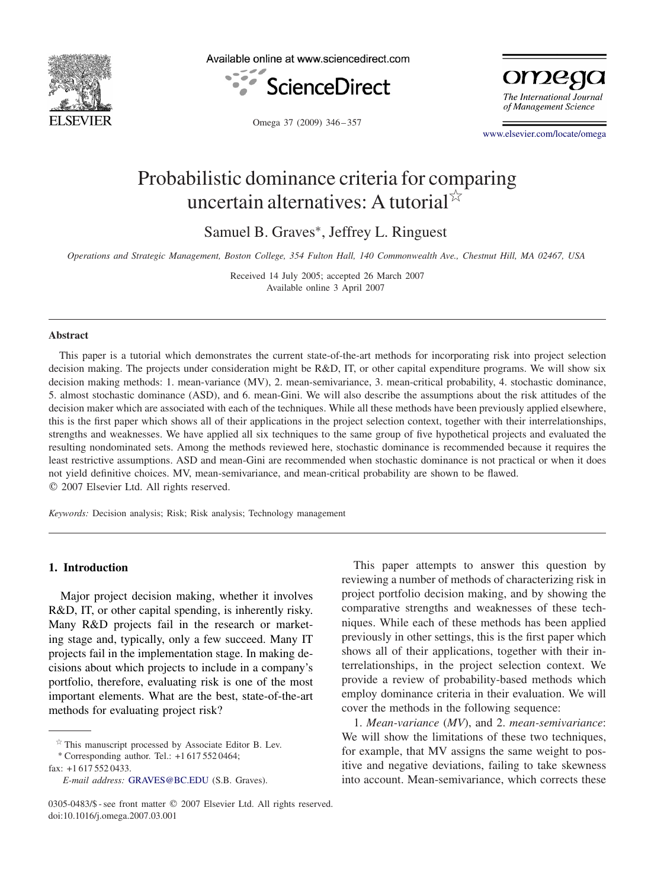# Probabilistic dominance criteria for comparing uncertain alternatives: A tutorial☆

Samuel B. Graves*, Jeffrey L. Ringuest

*Operations and Strategic Management, Boston College, 354 Fulton Hall, 140 Commonwealth Ave., Chestnut Hill, MA 02467, USA*

Received 14 July 2005; accepted 26 March 2007
Available online 3 April 2007

## Abstract

This paper is a tutorial which demonstrates the current state-of-the-art methods for incorporating risk into project selection decision making. The projects under consideration might be R&D, IT, or other capital expenditure programs. We will show six decision making methods: 1. mean-variance (MV), 2. mean-semivariance, 3. mean-critical probability, 4. stochastic dominance, 5. almost stochastic dominance (ASD), and 6. mean-Gini. We will also describe the assumptions about the risk attitudes of the decision maker which are associated with each of the techniques. While all these methods have been previously applied elsewhere, this is the first paper which shows all of their applications in the project selection context, together with their interrelationships, strengths and weaknesses. We have applied all six techniques to the same group of five hypothetical projects and evaluated the resulting nondominated sets. Among the methods reviewed here, stochastic dominance is recommended because it requires the least restrictive assumptions. ASD and mean-Gini are recommended when stochastic dominance is not practical or when it does not yield definitive choices. MV, mean-semivariance, and mean-critical probability are shown to be flawed.
© 2007 Elsevier Ltd. All rights reserved.

*Keywords:* Decision analysis; Risk; Risk analysis; Technology management

## 1. Introduction

Major project decision making, whether it involves R&D, IT, or other capital spending, is inherently risky. Many R&D projects fail in the research or marketing stage and, typically, only a few succeed. Many IT projects fail in the implementation stage. In making decisions about which projects to include in a company's portfolio, therefore, evaluating risk is one of the most important elements. What are the best, state-of-the-art methods for evaluating project risk?

This paper attempts to answer this question by reviewing a number of methods of characterizing risk in project portfolio decision making, and by showing the comparative strengths and weaknesses of these techniques. While each of these methods has been applied previously in other settings, this is the first paper which shows all of their applications, together with their interrelationships, in the project selection context. We provide a review of probability-based methods which employ dominance criteria in their evaluation. We will cover the methods in the following sequence:

1. *Mean-variance* (*MV*), and 2. *mean-semivariance*: We will show the limitations of these two techniques, for example, that MV assigns the same weight to positive and negative deviations, failing to take skewness into account. Mean-semivariance, which corrects these

☆ This manuscript processed by Associate Editor B. Lev.
* Corresponding author. Tel.: +1 617 552 0464; fax: +1 617 552 0433.
*E-mail address:* GRAVES@BC.EDU (S.B. Graves).

0305-0483/$ - see front matter © 2007 Elsevier Ltd. All rights reserved.
doi:10.1016/j.omega.2007.03.001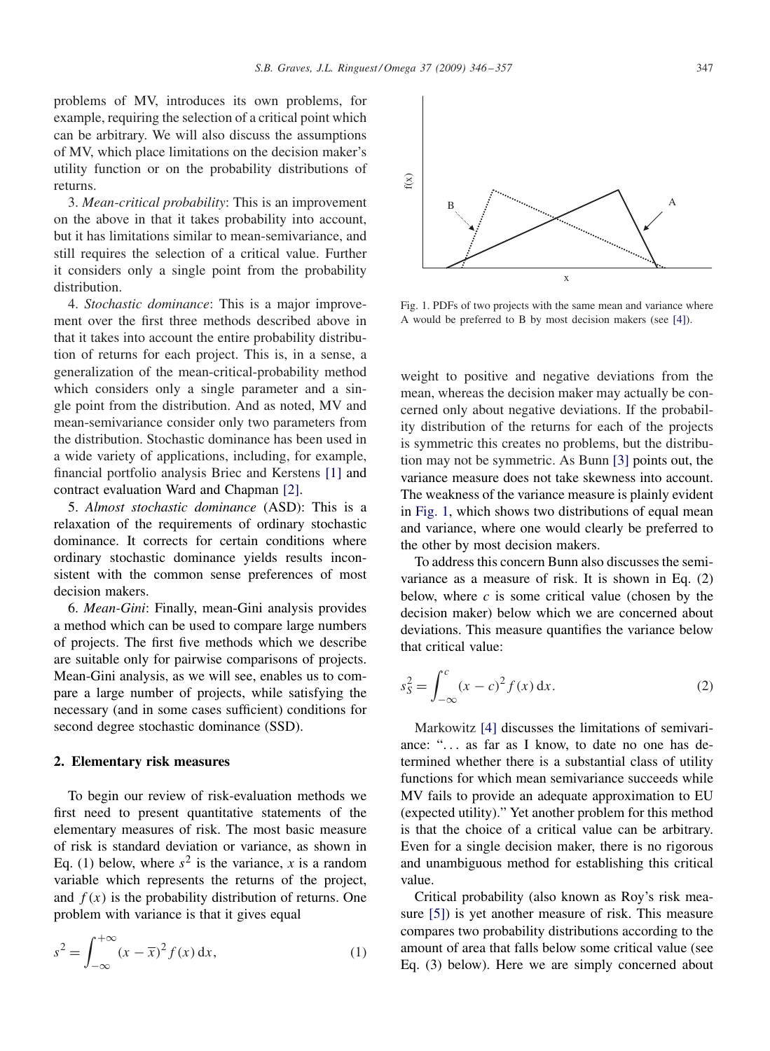problems of MV, introduces its own problems, for example, requiring the selection of a critical point which can be arbitrary. We will also discuss the assumptions of MV, which place limitations on the decision maker's utility function or on the probability distributions of returns.

3. *Mean-critical probability*: This is an improvement on the above in that it takes probability into account, but it has limitations similar to mean-semivariance, and still requires the selection of a critical value. Further it considers only a single point from the probability distribution.

4. *Stochastic dominance*: This is a major improvement over the first three methods described above in that it takes into account the entire probability distribution of returns for each project. This is, in a sense, a generalization of the mean-critical-probability method which considers only a single parameter and a single point from the distribution. And as noted, MV and mean-semivariance consider only two parameters from the distribution. Stochastic dominance has been used in a wide variety of applications, including, for example, financial portfolio analysis Briec and Kerstens [1] and contract evaluation Ward and Chapman [2].

5. *Almost stochastic dominance* (ASD): This is a relaxation of the requirements of ordinary stochastic dominance. It corrects for certain conditions where ordinary stochastic dominance yields results inconsistent with the common sense preferences of most decision makers.

6. *Mean-Gini*: Finally, mean-Gini analysis provides a method which can be used to compare large numbers of projects. The first five methods which we describe are suitable only for pairwise comparisons of projects. Mean-Gini analysis, as we will see, enables us to compare a large number of projects, while satisfying the necessary (and in some cases sufficient) conditions for second degree stochastic dominance (SSD).

## 2. Elementary risk measures

To begin our review of risk-evaluation methods we first need to present quantitative statements of the elementary measures of risk. The most basic measure of risk is standard deviation or variance, as shown in Eq. (1) below, where $s^2$ is the variance, $x$ is a random variable which represents the returns of the project, and $f(x)$ is the probability distribution of returns. One problem with variance is that it gives equal

$$s^2 = \int_{-\infty}^{+\infty} (x - \overline{x})^2 f(x)\,\mathrm{d}x, \tag{1}$$

Fig. 1. PDFs of two projects with the same mean and variance where A would be preferred to B by most decision makers (see [4]).

weight to positive and negative deviations from the mean, whereas the decision maker may actually be concerned only about negative deviations. If the probability distribution of the returns for each of the projects is symmetric this creates no problems, but the distribution may not be symmetric. As Bunn [3] points out, the variance measure does not take skewness into account. The weakness of the variance measure is plainly evident in Fig. 1, which shows two distributions of equal mean and variance, where one would clearly be preferred to the other by most decision makers.

To address this concern Bunn also discusses the semivariance as a measure of risk. It is shown in Eq. (2) below, where $c$ is some critical value (chosen by the decision maker) below which we are concerned about deviations. This measure quantifies the variance below that critical value:

$$s_S^2 = \int_{-\infty}^{c} (x - c)^2 f(x)\,\mathrm{d}x. \tag{2}$$

Markowitz [4] discusses the limitations of semivariance: "... as far as I know, to date no one has determined whether there is a substantial class of utility functions for which mean semivariance succeeds while MV fails to provide an adequate approximation to EU (expected utility)." Yet another problem for this method is that the choice of a critical value can be arbitrary. Even for a single decision maker, there is no rigorous and unambiguous method for establishing this critical value.

Critical probability (also known as Roy's risk measure [5]) is yet another measure of risk. This measure compares two probability distributions according to the amount of area that falls below some critical value (see Eq. (3) below). Here we are simply concerned about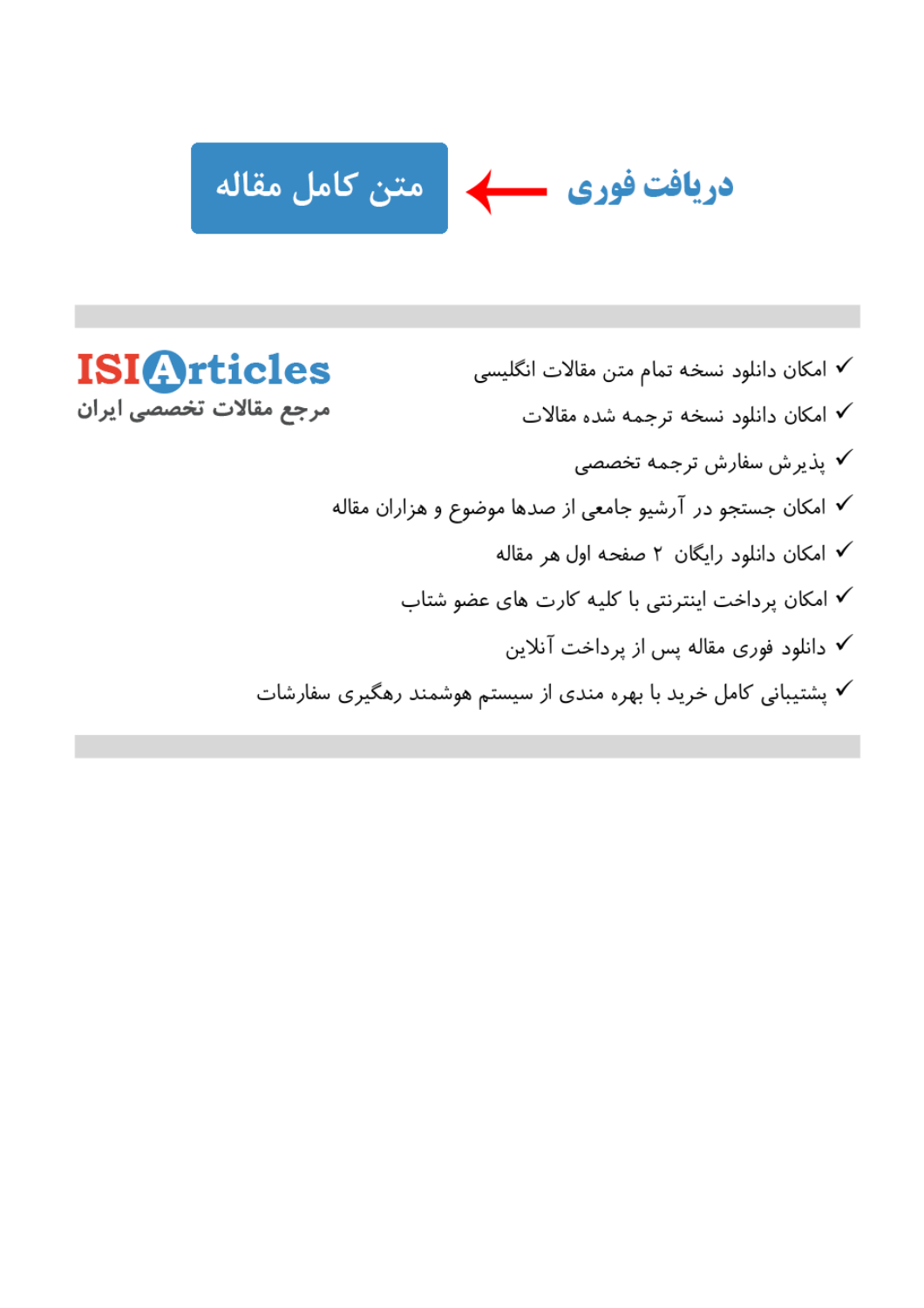دریافت فوری ← **متن کامل مقاله**

**ISIArticles**
مرجع مقالات تخصصی ایران

- ✓ امکان دانلود نسخه تمام متن مقالات انگلیسی
- ✓ امکان دانلود نسخه ترجمه شده مقالات
- ✓ پذیرش سفارش ترجمه تخصصی
- ✓ امکان جستجو در آرشیو جامعی از صدها موضوع و هزاران مقاله
- ✓ امکان دانلود رایگان ۲ صفحه اول هر مقاله
- ✓ امکان پرداخت اینترنتی با کلیه کارت های عضو شتاب
- ✓ دانلود فوری مقاله پس از پرداخت آنلاین
- ✓ پشتیبانی کامل خرید با بهره مندی از سیستم هوشمند رهگیری سفارشات